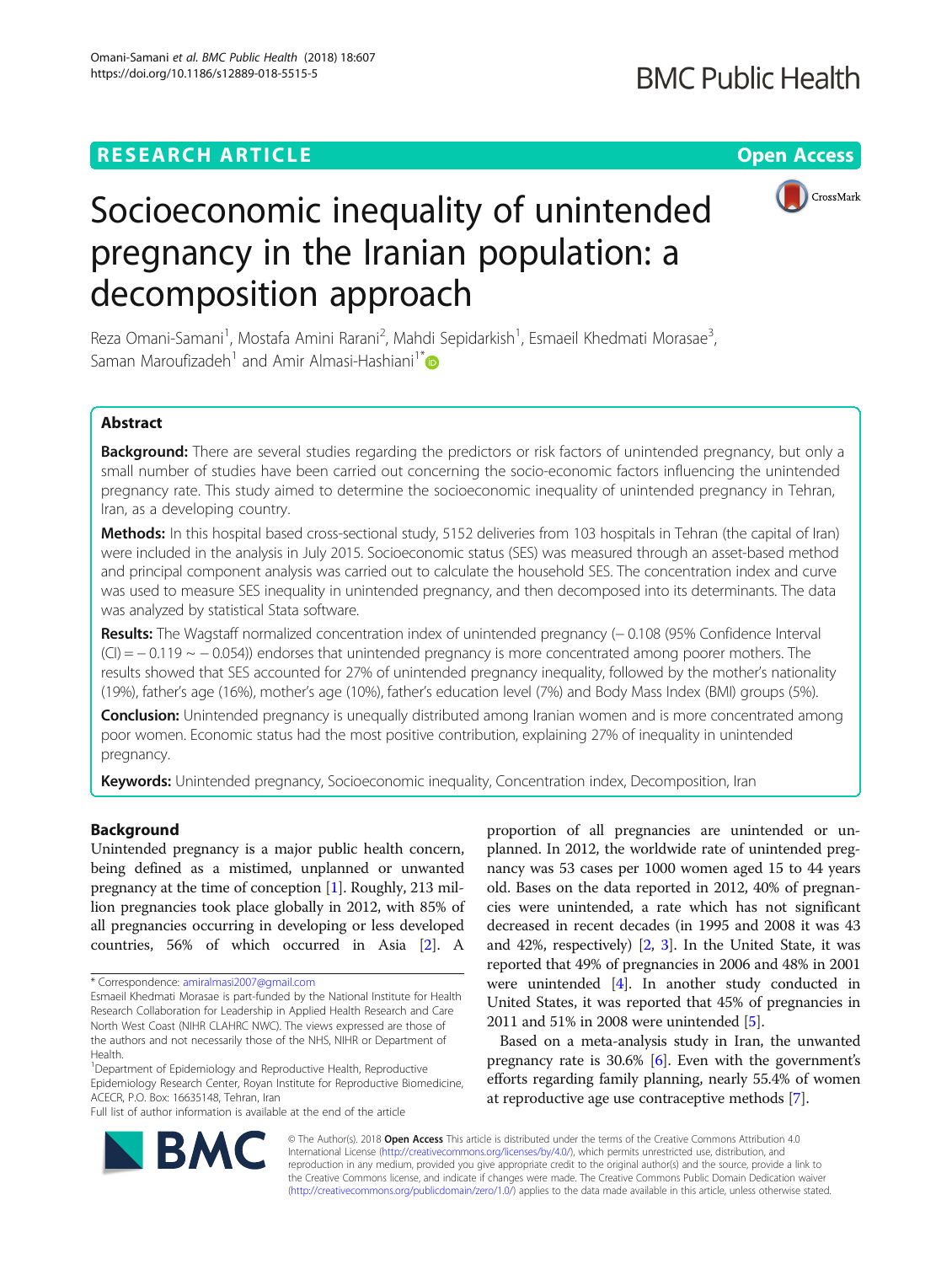RESEARCH ARTICLE

Open Access

# Socioeconomic inequality of unintended pregnancy in the Iranian population: a decomposition approach

Reza Omani-Samani[1], Mostafa Amini Rarani[2], Mahdi Sepidarkish[1], Esmaeil Khedmati Morasae[3], Saman Maroufizadeh[1] and Amir Almasi-Hashiani[1*]

## Abstract

**Background:** There are several studies regarding the predictors or risk factors of unintended pregnancy, but only a small number of studies have been carried out concerning the socio-economic factors influencing the unintended pregnancy rate. This study aimed to determine the socioeconomic inequality of unintended pregnancy in Tehran, Iran, as a developing country.

**Methods:** In this hospital based cross-sectional study, 5152 deliveries from 103 hospitals in Tehran (the capital of Iran) were included in the analysis in July 2015. Socioeconomic status (SES) was measured through an asset-based method and principal component analysis was carried out to calculate the household SES. The concentration index and curve was used to measure SES inequality in unintended pregnancy, and then decomposed into its determinants. The data was analyzed by statistical Stata software.

**Results:** The Wagstaff normalized concentration index of unintended pregnancy (− 0.108 (95% Confidence Interval (CI) = − 0.119 ~ − 0.054)) endorses that unintended pregnancy is more concentrated among poorer mothers. The results showed that SES accounted for 27% of unintended pregnancy inequality, followed by the mother's nationality (19%), father's age (16%), mother's age (10%), father's education level (7%) and Body Mass Index (BMI) groups (5%).

**Conclusion:** Unintended pregnancy is unequally distributed among Iranian women and is more concentrated among poor women. Economic status had the most positive contribution, explaining 27% of inequality in unintended pregnancy.

**Keywords:** Unintended pregnancy, Socioeconomic inequality, Concentration index, Decomposition, Iran

## Background

Unintended pregnancy is a major public health concern, being defined as a mistimed, unplanned or unwanted pregnancy at the time of conception [1]. Roughly, 213 million pregnancies took place globally in 2012, with 85% of all pregnancies occurring in developing or less developed countries, 56% of which occurred in Asia [2]. A proportion of all pregnancies are unintended or unplanned. In 2012, the worldwide rate of unintended pregnancy was 53 cases per 1000 women aged 15 to 44 years old. Bases on the data reported in 2012, 40% of pregnancies were unintended, a rate which has not significant decreased in recent decades (in 1995 and 2008 it was 43 and 42%, respectively) [2, 3]. In the United State, it was reported that 49% of pregnancies in 2006 and 48% in 2001 were unintended [4]. In another study conducted in United States, it was reported that 45% of pregnancies in 2011 and 51% in 2008 were unintended [5].

Based on a meta-analysis study in Iran, the unwanted pregnancy rate is 30.6% [6]. Even with the government's efforts regarding family planning, nearly 55.4% of women at reproductive age use contraceptive methods [7].

* Correspondence: amiralmasi2007@gmail.com

Esmaeil Khedmati Morasae is part-funded by the National Institute for Health Research Collaboration for Leadership in Applied Health Research and Care North West Coast (NIHR CLAHRC NWC). The views expressed are those of the authors and not necessarily those of the NHS, NIHR or Department of Health.

[1]Department of Epidemiology and Reproductive Health, Reproductive Epidemiology Research Center, Royan Institute for Reproductive Biomedicine, ACECR, P.O. Box: 16635148, Tehran, Iran

Full list of author information is available at the end of the article

© The Author(s). 2018 **Open Access** This article is distributed under the terms of the Creative Commons Attribution 4.0 International License (http://creativecommons.org/licenses/by/4.0/), which permits unrestricted use, distribution, and reproduction in any medium, provided you give appropriate credit to the original author(s) and the source, provide a link to the Creative Commons license, and indicate if changes were made. The Creative Commons Public Domain Dedication waiver (http://creativecommons.org/publicdomain/zero/1.0/) applies to the data made available in this article, unless otherwise stated.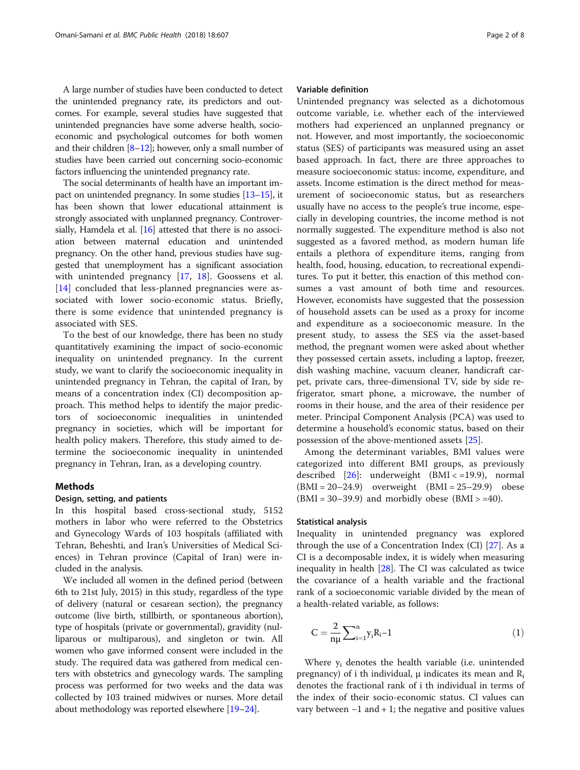A large number of studies have been conducted to detect the unintended pregnancy rate, its predictors and outcomes. For example, several studies have suggested that unintended pregnancies have some adverse health, socio-economic and psychological outcomes for both women and their children [8–12]; however, only a small number of studies have been carried out concerning socio-economic factors influencing the unintended pregnancy rate.

The social determinants of health have an important impact on unintended pregnancy. In some studies [13–15], it has been shown that lower educational attainment is strongly associated with unplanned pregnancy. Controversially, Hamdela et al. [16] attested that there is no association between maternal education and unintended pregnancy. On the other hand, previous studies have suggested that unemployment has a significant association with unintended pregnancy [17, 18]. Goossens et al. [14] concluded that less-planned pregnancies were associated with lower socio-economic status. Briefly, there is some evidence that unintended pregnancy is associated with SES.

To the best of our knowledge, there has been no study quantitatively examining the impact of socio-economic inequality on unintended pregnancy. In the current study, we want to clarify the socioeconomic inequality in unintended pregnancy in Tehran, the capital of Iran, by means of a concentration index (CI) decomposition approach. This method helps to identify the major predictors of socioeconomic inequalities in unintended pregnancy in societies, which will be important for health policy makers. Therefore, this study aimed to determine the socioeconomic inequality in unintended pregnancy in Tehran, Iran, as a developing country.

## Methods

### Design, setting, and patients

In this hospital based cross-sectional study, 5152 mothers in labor who were referred to the Obstetrics and Gynecology Wards of 103 hospitals (affiliated with Tehran, Beheshti, and Iran's Universities of Medical Sciences) in Tehran province (Capital of Iran) were included in the analysis.

We included all women in the defined period (between 6th to 21st July, 2015) in this study, regardless of the type of delivery (natural or cesarean section), the pregnancy outcome (live birth, stillbirth, or spontaneous abortion), type of hospitals (private or governmental), gravidity (nulliparous or multiparous), and singleton or twin. All women who gave informed consent were included in the study. The required data was gathered from medical centers with obstetrics and gynecology wards. The sampling process was performed for two weeks and the data was collected by 103 trained midwives or nurses. More detail about methodology was reported elsewhere [19–24].

### Variable definition

Unintended pregnancy was selected as a dichotomous outcome variable, i.e. whether each of the interviewed mothers had experienced an unplanned pregnancy or not. However, and most importantly, the socioeconomic status (SES) of participants was measured using an asset based approach. In fact, there are three approaches to measure socioeconomic status: income, expenditure, and assets. Income estimation is the direct method for measurement of socioeconomic status, but as researchers usually have no access to the people's true income, especially in developing countries, the income method is not normally suggested. The expenditure method is also not suggested as a favored method, as modern human life entails a plethora of expenditure items, ranging from health, food, housing, education, to recreational expenditures. To put it better, this enaction of this method consumes a vast amount of both time and resources. However, economists have suggested that the possession of household assets can be used as a proxy for income and expenditure as a socioeconomic measure. In the present study, to assess the SES via the asset-based method, the pregnant women were asked about whether they possessed certain assets, including a laptop, freezer, dish washing machine, vacuum cleaner, handicraft carpet, private cars, three-dimensional TV, side by side refrigerator, smart phone, a microwave, the number of rooms in their house, and the area of their residence per meter. Principal Component Analysis (PCA) was used to determine a household's economic status, based on their possession of the above-mentioned assets [25].

Among the determinant variables, BMI values were categorized into different BMI groups, as previously described [26]: underweight (BMI < =19.9), normal (BMI = 20–24.9) overweight (BMI = 25–29.9) obese (BMI = 30–39.9) and morbidly obese (BMI > =40).

### Statistical analysis

Inequality in unintended pregnancy was explored through the use of a Concentration Index (CI) [27]. As a CI is a decomposable index, it is widely when measuring inequality in health [28]. The CI was calculated as twice the covariance of a health variable and the fractional rank of a socioeconomic variable divided by the mean of a health-related variable, as follows:

$$C = \frac{2}{n\mu}\sum_{i=1}^{n} y_i R_i - 1 \tag{1}$$

Where $y_i$ denotes the health variable (i.e. unintended pregnancy) of i th individual, μ indicates its mean and $R_i$ denotes the fractional rank of i th individual in terms of the index of their socio-economic status. CI values can vary between −1 and + 1; the negative and positive values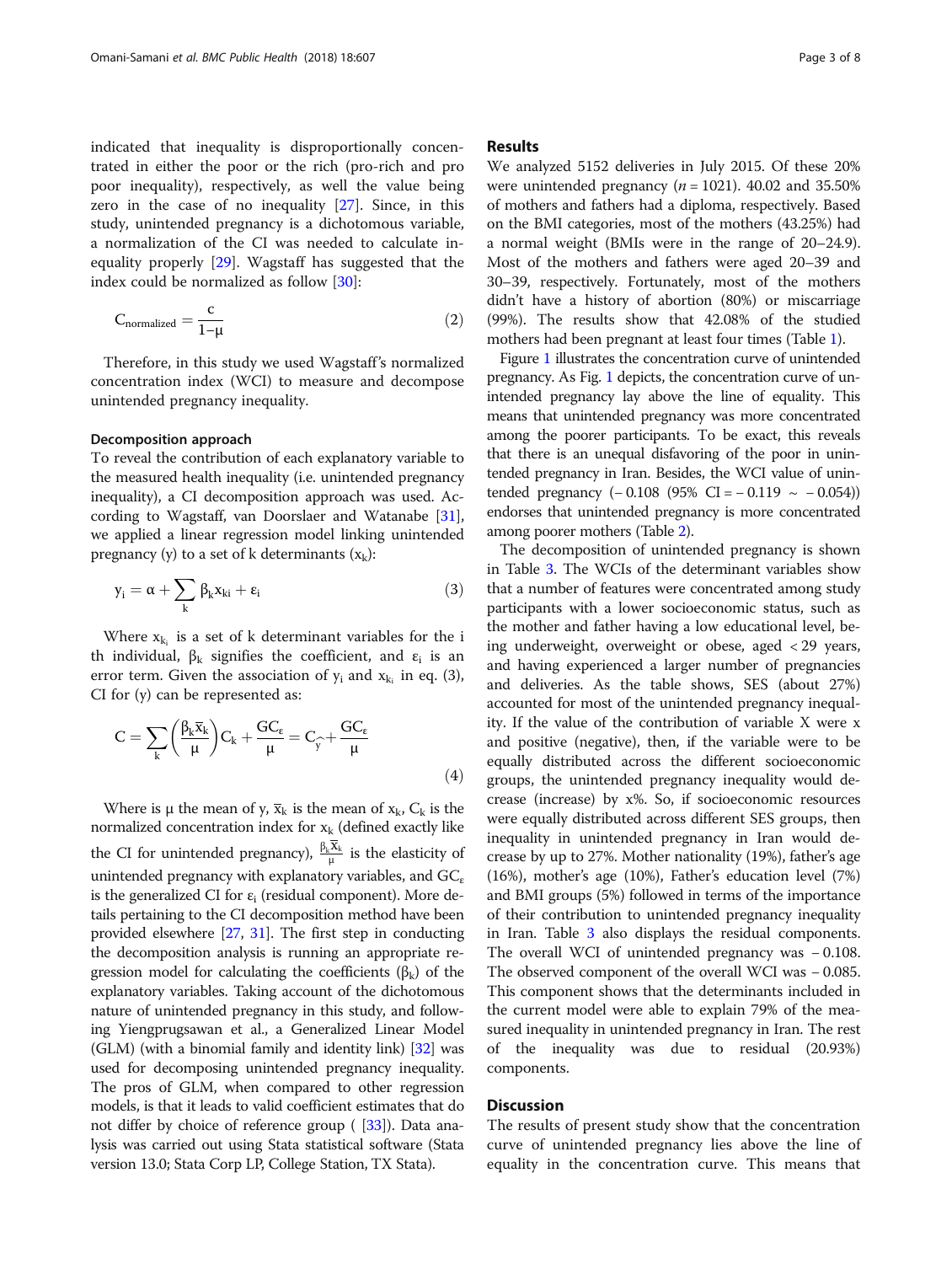indicated that inequality is disproportionally concentrated in either the poor or the rich (pro-rich and pro poor inequality), respectively, as well the value being zero in the case of no inequality [27]. Since, in this study, unintended pregnancy is a dichotomous variable, a normalization of the CI was needed to calculate inequality properly [29]. Wagstaff has suggested that the index could be normalized as follow [30]:

$$C_{\text{normalized}} = \frac{c}{1-\mu} \tag{2}$$

Therefore, in this study we used Wagstaff's normalized concentration index (WCI) to measure and decompose unintended pregnancy inequality.

### Decomposition approach

To reveal the contribution of each explanatory variable to the measured health inequality (i.e. unintended pregnancy inequality), a CI decomposition approach was used. According to Wagstaff, van Doorslaer and Watanabe [31], we applied a linear regression model linking unintended pregnancy (y) to a set of k determinants ($x_k$):

$$y_i = \alpha + \sum_k \beta_k x_{ki} + \varepsilon_i \tag{3}$$

Where $x_{k_i}$ is a set of k determinant variables for the i th individual, $\beta_k$ signifies the coefficient, and $\varepsilon_i$ is an error term. Given the association of $y_i$ and $x_{k_i}$ in eq. (3), CI for (y) can be represented as:

$$C = \sum_k \left(\frac{\beta_k \bar{x}_k}{\mu}\right) C_k + \frac{GC_\varepsilon}{\mu} = C_{\hat{y}} + \frac{GC_\varepsilon}{\mu} \tag{4}$$

Where is μ the mean of y, $\bar{x}_k$ is the mean of $x_k$, $C_k$ is the normalized concentration index for $x_k$ (defined exactly like the CI for unintended pregnancy), $\frac{\beta_k \bar{x}_k}{\mu}$ is the elasticity of unintended pregnancy with explanatory variables, and $GC_\varepsilon$ is the generalized CI for $\varepsilon_i$ (residual component). More details pertaining to the CI decomposition method have been provided elsewhere [27, 31]. The first step in conducting the decomposition analysis is running an appropriate regression model for calculating the coefficients ($\beta_k$) of the explanatory variables. Taking account of the dichotomous nature of unintended pregnancy in this study, and following Yiengprugsawan et al., a Generalized Linear Model (GLM) (with a binomial family and identity link) [32] was used for decomposing unintended pregnancy inequality. The pros of GLM, when compared to other regression models, is that it leads to valid coefficient estimates that do not differ by choice of reference group ( [33]). Data analysis was carried out using Stata statistical software (Stata version 13.0; Stata Corp LP, College Station, TX Stata).

## Results

We analyzed 5152 deliveries in July 2015. Of these 20% were unintended pregnancy ($n = 1021$). 40.02 and 35.50% of mothers and fathers had a diploma, respectively. Based on the BMI categories, most of the mothers (43.25%) had a normal weight (BMIs were in the range of 20–24.9). Most of the mothers and fathers were aged 20–39 and 30–39, respectively. Fortunately, most of the mothers didn't have a history of abortion (80%) or miscarriage (99%). The results show that 42.08% of the studied mothers had been pregnant at least four times (Table 1).

Figure 1 illustrates the concentration curve of unintended pregnancy. As Fig. 1 depicts, the concentration curve of unintended pregnancy lay above the line of equality. This means that unintended pregnancy was more concentrated among the poorer participants. To be exact, this reveals that there is an unequal disfavoring of the poor in unintended pregnancy in Iran. Besides, the WCI value of unintended pregnancy (− 0.108 (95% CI = − 0.119 ~ − 0.054)) endorses that unintended pregnancy is more concentrated among poorer mothers (Table 2).

The decomposition of unintended pregnancy is shown in Table 3. The WCIs of the determinant variables show that a number of features were concentrated among study participants with a lower socioeconomic status, such as the mother and father having a low educational level, being underweight, overweight or obese, aged < 29 years, and having experienced a larger number of pregnancies and deliveries. As the table shows, SES (about 27%) accounted for most of the unintended pregnancy inequality. If the value of the contribution of variable X were x and positive (negative), then, if the variable were to be equally distributed across the different socioeconomic groups, the unintended pregnancy inequality would decrease (increase) by x%. So, if socioeconomic resources were equally distributed across different SES groups, then inequality in unintended pregnancy in Iran would decrease by up to 27%. Mother nationality (19%), father's age (16%), mother's age (10%), Father's education level (7%) and BMI groups (5%) followed in terms of the importance of their contribution to unintended pregnancy inequality in Iran. Table 3 also displays the residual components. The overall WCI of unintended pregnancy was − 0.108. The observed component of the overall WCI was − 0.085. This component shows that the determinants included in the current model were able to explain 79% of the measured inequality in unintended pregnancy in Iran. The rest of the inequality was due to residual (20.93%) components.

## Discussion

The results of present study show that the concentration curve of unintended pregnancy lies above the line of equality in the concentration curve. This means that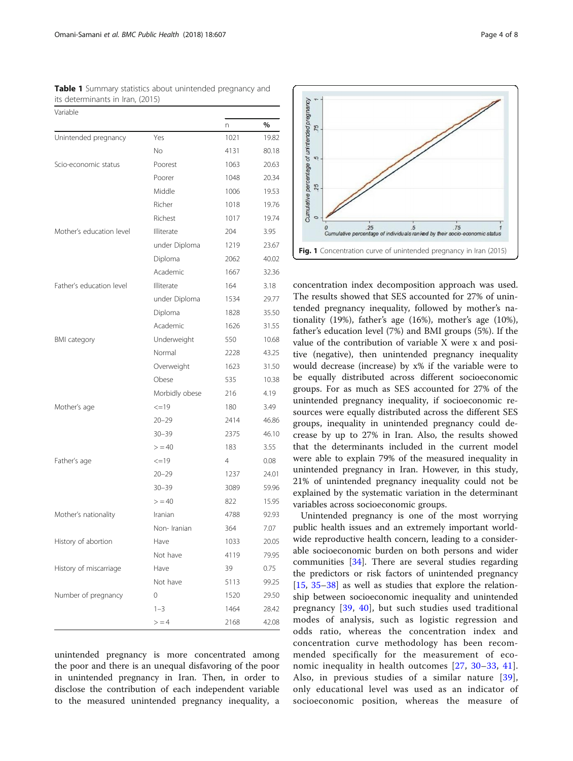**Table 1** Summary statistics about unintended pregnancy and its determinants in Iran, (2015)

| Variable | | n | % |
|---|---|---|---|
| Unintended pregnancy | Yes | 1021 | 19.82 |
| | No | 4131 | 80.18 |
| Scio-economic status | Poorest | 1063 | 20.63 |
| | Poorer | 1048 | 20.34 |
| | Middle | 1006 | 19.53 |
| | Richer | 1018 | 19.76 |
| | Richest | 1017 | 19.74 |
| Mother's education level | Illiterate | 204 | 3.95 |
| | under Diploma | 1219 | 23.67 |
| | Diploma | 2062 | 40.02 |
| | Academic | 1667 | 32.36 |
| Father's education level | Illiterate | 164 | 3.18 |
| | under Diploma | 1534 | 29.77 |
| | Diploma | 1828 | 35.50 |
| | Academic | 1626 | 31.55 |
| BMI category | Underweight | 550 | 10.68 |
| | Normal | 2228 | 43.25 |
| | Overweight | 1623 | 31.50 |
| | Obese | 535 | 10.38 |
| | Morbidly obese | 216 | 4.19 |
| Mother's age | <=19 | 180 | 3.49 |
| | 20–29 | 2414 | 46.86 |
| | 30–39 | 2375 | 46.10 |
| | > = 40 | 183 | 3.55 |
| Father's age | <=19 | 4 | 0.08 |
| | 20–29 | 1237 | 24.01 |
| | 30–39 | 3089 | 59.96 |
| | > = 40 | 822 | 15.95 |
| Mother's nationality | Iranian | 4788 | 92.93 |
| | Non- Iranian | 364 | 7.07 |
| History of abortion | Have | 1033 | 20.05 |
| | Not have | 4119 | 79.95 |
| History of miscarriage | Have | 39 | 0.75 |
| | Not have | 5113 | 99.25 |
| Number of pregnancy | 0 | 1520 | 29.50 |
| | 1–3 | 1464 | 28.42 |
| | > = 4 | 2168 | 42.08 |

unintended pregnancy is more concentrated among the poor and there is an unequal disfavoring of the poor in unintended pregnancy in Iran. Then, in order to disclose the contribution of each independent variable to the measured unintended pregnancy inequality, a concentration index decomposition approach was used. The results showed that SES accounted for 27% of unintended pregnancy inequality, followed by mother's nationality (19%), father's age (16%), mother's age (10%), father's education level (7%) and BMI groups (5%). If the value of the contribution of variable X were x and positive (negative), then unintended pregnancy inequality would decrease (increase) by x% if the variable were to be equally distributed across different socioeconomic groups. For as much as SES accounted for 27% of the unintended pregnancy inequality, if socioeconomic resources were equally distributed across the different SES groups, inequality in unintended pregnancy could decrease by up to 27% in Iran. Also, the results showed that the determinants included in the current model were able to explain 79% of the measured inequality in unintended pregnancy in Iran. However, in this study, 21% of unintended pregnancy inequality could not be explained by the systematic variation in the determinant variables across socioeconomic groups.

**Fig. 1** Concentration curve of unintended pregnancy in Iran (2015)

Unintended pregnancy is one of the most worrying public health issues and an extremely important worldwide reproductive health concern, leading to a considerable socioeconomic burden on both persons and wider communities [34]. There are several studies regarding the predictors or risk factors of unintended pregnancy [15, 35–38] as well as studies that explore the relationship between socioeconomic inequality and unintended pregnancy [39, 40], but such studies used traditional modes of analysis, such as logistic regression and odds ratio, whereas the concentration index and concentration curve methodology has been recommended specifically for the measurement of economic inequality in health outcomes [27, 30–33, 41]. Also, in previous studies of a similar nature [39], only educational level was used as an indicator of socioeconomic position, whereas the measure of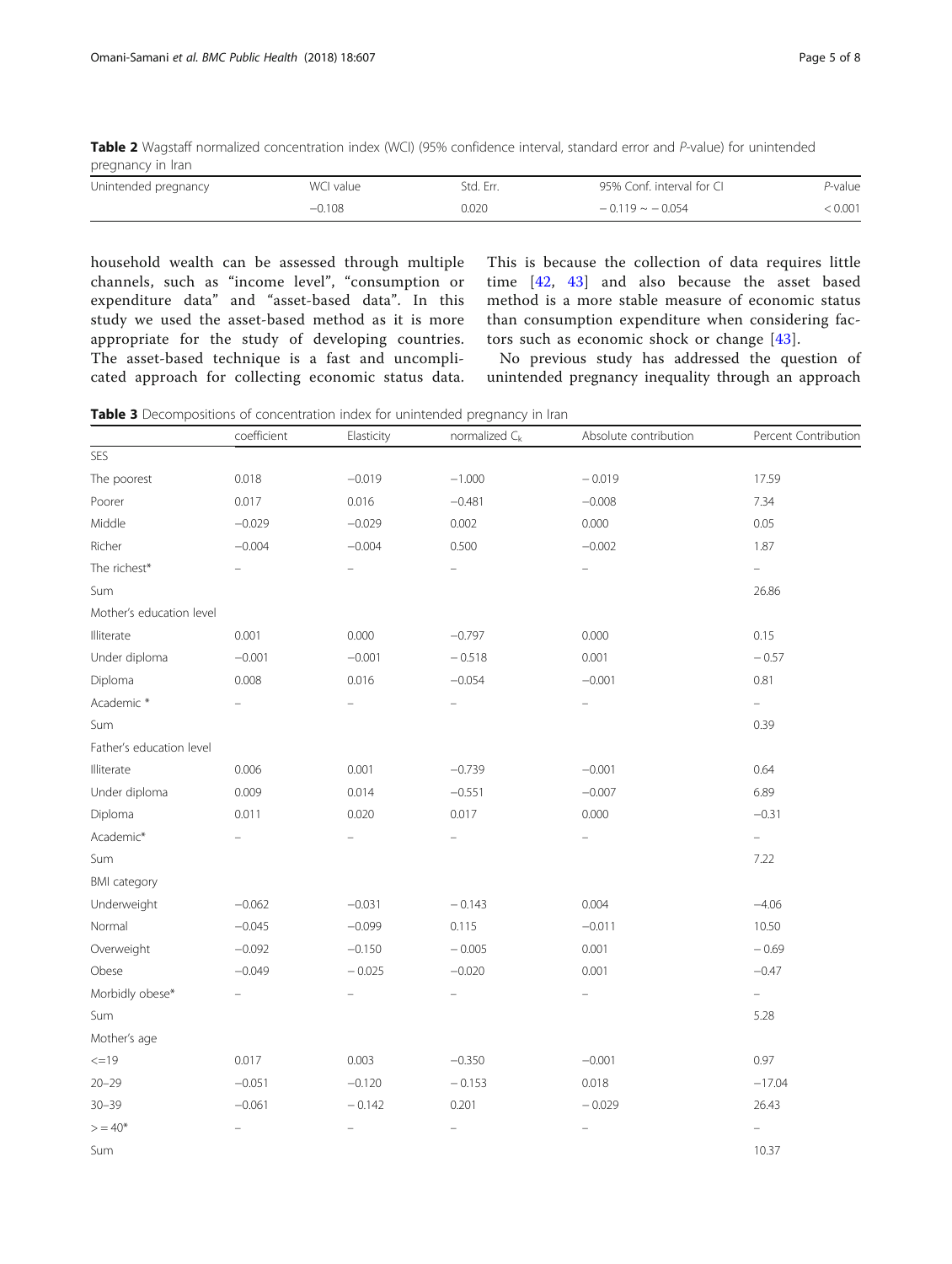**Table 2** Wagstaff normalized concentration index (WCI) (95% confidence interval, standard error and *P*-value) for unintended pregnancy in Iran

| Unintended pregnancy | WCI value | Std. Err. | 95% Conf. interval for CI | *P*-value |
|---|---|---|---|---|
| | −0.108 | 0.020 | − 0.119 ~ − 0.054 | < 0.001 |

household wealth can be assessed through multiple channels, such as "income level", "consumption or expenditure data" and "asset-based data". In this study we used the asset-based method as it is more appropriate for the study of developing countries. The asset-based technique is a fast and uncomplicated approach for collecting economic status data. This is because the collection of data requires little time [42, 43] and also because the asset based method is a more stable measure of economic status than consumption expenditure when considering factors such as economic shock or change [43].

No previous study has addressed the question of unintended pregnancy inequality through an approach

**Table 3** Decompositions of concentration index for unintended pregnancy in Iran

| | coefficient | Elasticity | normalized $C_k$ | Absolute contribution | Percent Contribution |
|---|---|---|---|---|---|
| SES | | | | | |
| The poorest | 0.018 | −0.019 | −1.000 | − 0.019 | 17.59 |
| Poorer | 0.017 | 0.016 | −0.481 | −0.008 | 7.34 |
| Middle | −0.029 | −0.029 | 0.002 | 0.000 | 0.05 |
| Richer | −0.004 | −0.004 | 0.500 | −0.002 | 1.87 |
| The richest* | – | – | – | – | – |
| Sum | | | | | 26.86 |
| Mother's education level | | | | | |
| Illiterate | 0.001 | 0.000 | −0.797 | 0.000 | 0.15 |
| Under diploma | −0.001 | −0.001 | − 0.518 | 0.001 | − 0.57 |
| Diploma | 0.008 | 0.016 | −0.054 | −0.001 | 0.81 |
| Academic * | – | – | – | – | – |
| Sum | | | | | 0.39 |
| Father's education level | | | | | |
| Illiterate | 0.006 | 0.001 | −0.739 | −0.001 | 0.64 |
| Under diploma | 0.009 | 0.014 | −0.551 | −0.007 | 6.89 |
| Diploma | 0.011 | 0.020 | 0.017 | 0.000 | −0.31 |
| Academic* | – | – | – | – | – |
| Sum | | | | | 7.22 |
| BMI category | | | | | |
| Underweight | −0.062 | −0.031 | − 0.143 | 0.004 | −4.06 |
| Normal | −0.045 | −0.099 | 0.115 | −0.011 | 10.50 |
| Overweight | −0.092 | −0.150 | − 0.005 | 0.001 | − 0.69 |
| Obese | −0.049 | − 0.025 | −0.020 | 0.001 | −0.47 |
| Morbidly obese* | – | – | – | – | – |
| Sum | | | | | 5.28 |
| Mother's age | | | | | |
| <=19 | 0.017 | 0.003 | −0.350 | −0.001 | 0.97 |
| 20–29 | −0.051 | −0.120 | − 0.153 | 0.018 | −17.04 |
| 30–39 | −0.061 | − 0.142 | 0.201 | − 0.029 | 26.43 |
| > = 40* | – | – | – | – | – |
| Sum | | | | | 10.37 |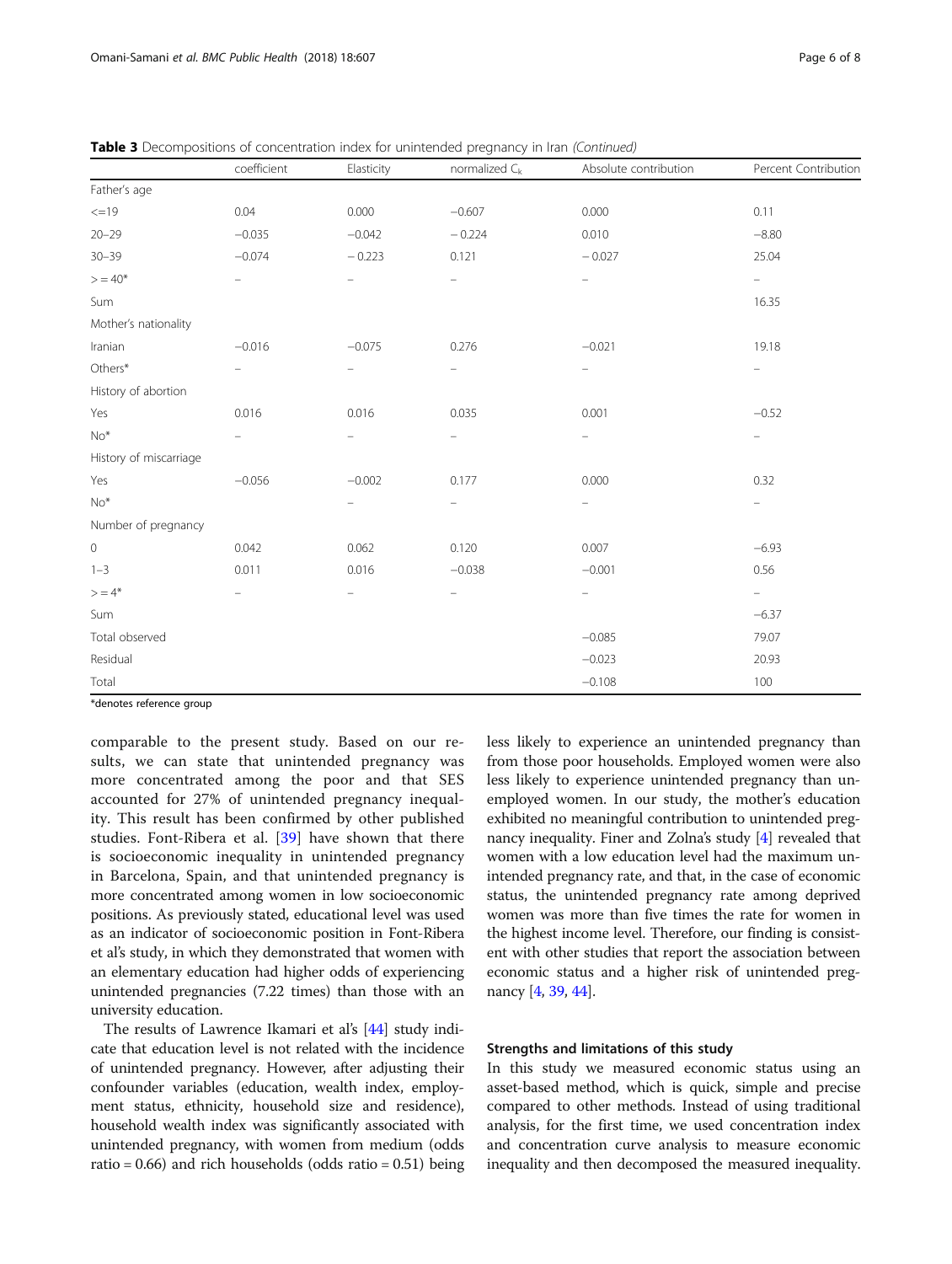**Table 3** Decompositions of concentration index for unintended pregnancy in Iran *(Continued)*

| | coefficient | Elasticity | normalized $C_k$ | Absolute contribution | Percent Contribution |
|---|---|---|---|---|---|
| Father's age | | | | | |
| <=19 | 0.04 | 0.000 | −0.607 | 0.000 | 0.11 |
| 20–29 | −0.035 | −0.042 | − 0.224 | 0.010 | −8.80 |
| 30–39 | −0.074 | − 0.223 | 0.121 | − 0.027 | 25.04 |
| > = 40* | – | – | – | – | – |
| Sum | | | | | 16.35 |
| Mother's nationality | | | | | |
| Iranian | −0.016 | −0.075 | 0.276 | −0.021 | 19.18 |
| Others* | – | – | – | – | – |
| History of abortion | | | | | |
| Yes | 0.016 | 0.016 | 0.035 | 0.001 | −0.52 |
| No* | – | – | – | – | – |
| History of miscarriage | | | | | |
| Yes | −0.056 | −0.002 | 0.177 | 0.000 | 0.32 |
| No* | | – | – | – | – |
| Number of pregnancy | | | | | |
| 0 | 0.042 | 0.062 | 0.120 | 0.007 | −6.93 |
| 1–3 | 0.011 | 0.016 | −0.038 | −0.001 | 0.56 |
| > = 4* | – | – | – | – | – |
| Sum | | | | | −6.37 |
| Total observed | | | | −0.085 | 79.07 |
| Residual | | | | −0.023 | 20.93 |
| Total | | | | −0.108 | 100 |

*denotes reference group

comparable to the present study. Based on our results, we can state that unintended pregnancy was more concentrated among the poor and that SES accounted for 27% of unintended pregnancy inequality. This result has been confirmed by other published studies. Font-Ribera et al. [39] have shown that there is socioeconomic inequality in unintended pregnancy in Barcelona, Spain, and that unintended pregnancy is more concentrated among women in low socioeconomic positions. As previously stated, educational level was used as an indicator of socioeconomic position in Font-Ribera et al's study, in which they demonstrated that women with an elementary education had higher odds of experiencing unintended pregnancies (7.22 times) than those with an university education.

The results of Lawrence Ikamari et al's [44] study indicate that education level is not related with the incidence of unintended pregnancy. However, after adjusting their confounder variables (education, wealth index, employment status, ethnicity, household size and residence), household wealth index was significantly associated with unintended pregnancy, with women from medium (odds ratio = 0.66) and rich households (odds ratio = 0.51) being less likely to experience an unintended pregnancy than from those poor households. Employed women were also less likely to experience unintended pregnancy than unemployed women. In our study, the mother's education exhibited no meaningful contribution to unintended pregnancy inequality. Finer and Zolna's study [4] revealed that women with a low education level had the maximum unintended pregnancy rate, and that, in the case of economic status, the unintended pregnancy rate among deprived women was more than five times the rate for women in the highest income level. Therefore, our finding is consistent with other studies that report the association between economic status and a higher risk of unintended pregnancy [4, 39, 44].

### Strengths and limitations of this study

In this study we measured economic status using an asset-based method, which is quick, simple and precise compared to other methods. Instead of using traditional analysis, for the first time, we used concentration index and concentration curve analysis to measure economic inequality and then decomposed the measured inequality.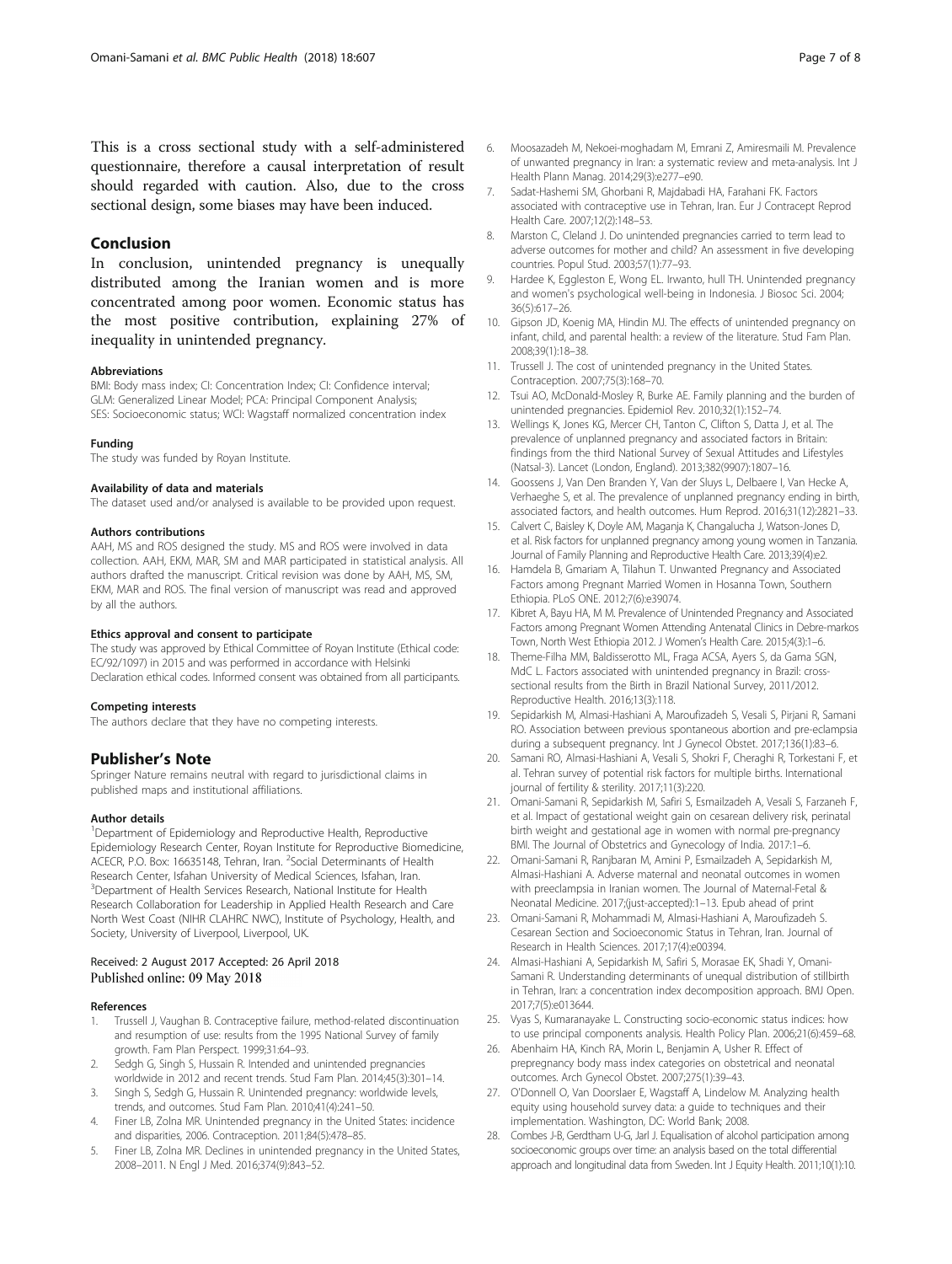This is a cross sectional study with a self-administered questionnaire, therefore a causal interpretation of result should regarded with caution. Also, due to the cross sectional design, some biases may have been induced.

## Conclusion

In conclusion, unintended pregnancy is unequally distributed among the Iranian women and is more concentrated among poor women. Economic status has the most positive contribution, explaining 27% of inequality in unintended pregnancy.

#### Abbreviations

BMI: Body mass index; CI: Concentration Index; CI: Confidence interval; GLM: Generalized Linear Model; PCA: Principal Component Analysis; SES: Socioeconomic status; WCI: Wagstaff normalized concentration index

#### Funding

The study was funded by Royan Institute.

#### Availability of data and materials

The dataset used and/or analysed is available to be provided upon request.

#### Authors contributions

AAH, MS and ROS designed the study. MS and ROS were involved in data collection. AAH, EKM, MAR, SM and MAR participated in statistical analysis. All authors drafted the manuscript. Critical revision was done by AAH, MS, SM, EKM, MAR and ROS. The final version of manuscript was read and approved by all the authors.

#### Ethics approval and consent to participate

The study was approved by Ethical Committee of Royan Institute (Ethical code: EC/92/1097) in 2015 and was performed in accordance with Helsinki Declaration ethical codes. Informed consent was obtained from all participants.

#### Competing interests

The authors declare that they have no competing interests.

## Publisher's Note

Springer Nature remains neutral with regard to jurisdictional claims in published maps and institutional affiliations.

#### Author details

[1]Department of Epidemiology and Reproductive Health, Reproductive Epidemiology Research Center, Royan Institute for Reproductive Biomedicine, ACECR, P.O. Box: 16635148, Tehran, Iran. [2]Social Determinants of Health Research Center, Isfahan University of Medical Sciences, Isfahan, Iran. [3]Department of Health Services Research, National Institute for Health Research Collaboration for Leadership in Applied Health Research and Care North West Coast (NIHR CLAHRC NWC), Institute of Psychology, Health, and Society, University of Liverpool, Liverpool, UK.

Received: 2 August 2017 Accepted: 26 April 2018
Published online: 09 May 2018

#### References

1. Trussell J, Vaughan B. Contraceptive failure, method-related discontinuation and resumption of use: results from the 1995 National Survey of family growth. Fam Plan Perspect. 1999;31:64–93.
2. Sedgh G, Singh S, Hussain R. Intended and unintended pregnancies worldwide in 2012 and recent trends. Stud Fam Plan. 2014;45(3):301–14.
3. Singh S, Sedgh G, Hussain R. Unintended pregnancy: worldwide levels, trends, and outcomes. Stud Fam Plan. 2010;41(4):241–50.
4. Finer LB, Zolna MR. Unintended pregnancy in the United States: incidence and disparities, 2006. Contraception. 2011;84(5):478–85.
5. Finer LB, Zolna MR. Declines in unintended pregnancy in the United States, 2008–2011. N Engl J Med. 2016;374(9):843–52.
6. Moosazadeh M, Nekoei-moghadam M, Emrani Z, Amiresmaili M. Prevalence of unwanted pregnancy in Iran: a systematic review and meta-analysis. Int J Health Plann Manag. 2014;29(3):e277–e90.
7. Sadat-Hashemi SM, Ghorbani R, Majdabadi HA, Farahani FK. Factors associated with contraceptive use in Tehran, Iran. Eur J Contracept Reprod Health Care. 2007;12(2):148–53.
8. Marston C, Cleland J. Do unintended pregnancies carried to term lead to adverse outcomes for mother and child? An assessment in five developing countries. Popul Stud. 2003;57(1):77–93.
9. Hardee K, Eggleston E, Wong EL. Irwanto, hull TH. Unintended pregnancy and women's psychological well-being in Indonesia. J Biosoc Sci. 2004; 36(5):617–26.
10. Gipson JD, Koenig MA, Hindin MJ. The effects of unintended pregnancy on infant, child, and parental health: a review of the literature. Stud Fam Plan. 2008;39(1):18–38.
11. Trussell J. The cost of unintended pregnancy in the United States. Contraception. 2007;75(3):168–70.
12. Tsui AO, McDonald-Mosley R, Burke AE. Family planning and the burden of unintended pregnancies. Epidemiol Rev. 2010;32(1):152–74.
13. Wellings K, Jones KG, Mercer CH, Tanton C, Clifton S, Datta J, et al. The prevalence of unplanned pregnancy and associated factors in Britain: findings from the third National Survey of Sexual Attitudes and Lifestyles (Natsal-3). Lancet (London, England). 2013;382(9907):1807–16.
14. Goossens J, Van Den Branden Y, Van der Sluys L, Delbaere I, Van Hecke A, Verhaeghe S, et al. The prevalence of unplanned pregnancy ending in birth, associated factors, and health outcomes. Hum Reprod. 2016;31(12):2821–33.
15. Calvert C, Baisley K, Doyle AM, Maganja K, Changalucha J, Watson-Jones D, et al. Risk factors for unplanned pregnancy among young women in Tanzania. Journal of Family Planning and Reproductive Health Care. 2013;39(4):e2.
16. Hamdela B, Gmariam A, Tilahun T. Unwanted Pregnancy and Associated Factors among Pregnant Married Women in Hosanna Town, Southern Ethiopia. PLoS ONE. 2012;7(6):e39074.
17. Kibret A, Bayu HA, M M. Prevalence of Unintended Pregnancy and Associated Factors among Pregnant Women Attending Antenatal Clinics in Debre-markos Town, North West Ethiopia 2012. J Women's Health Care. 2015;4(3):1–6.
18. Theme-Filha MM, Baldisserotto ML, Fraga ACSA, Ayers S, da Gama SGN, MdC L. Factors associated with unintended pregnancy in Brazil: cross-sectional results from the Birth in Brazil National Survey, 2011/2012. Reproductive Health. 2016;13(3):118.
19. Sepidarkish M, Almasi-Hashiani A, Maroufizadeh S, Vesali S, Pirjani R, Samani RO. Association between previous spontaneous abortion and pre-eclampsia during a subsequent pregnancy. Int J Gynecol Obstet. 2017;136(1):83–6.
20. Samani RO, Almasi-Hashiani A, Vesali S, Shokri F, Cheraghi R, Torkestani F, et al. Tehran survey of potential risk factors for multiple births. International journal of fertility & sterility. 2017;11(3):220.
21. Omani-Samani R, Sepidarkish M, Safiri S, Esmailzadeh A, Vesali S, Farzaneh F, et al. Impact of gestational weight gain on cesarean delivery risk, perinatal birth weight and gestational age in women with normal pre-pregnancy BMI. The Journal of Obstetrics and Gynecology of India. 2017:1–6.
22. Omani-Samani R, Ranjbaran M, Amini P, Esmailzadeh A, Sepidarkish M, Almasi-Hashiani A. Adverse maternal and neonatal outcomes in women with preeclampsia in Iranian women. The Journal of Maternal-Fetal & Neonatal Medicine. 2017;(just-accepted):1–13. Epub ahead of print
23. Omani-Samani R, Mohammadi M, Almasi-Hashiani A, Maroufizadeh S. Cesarean Section and Socioeconomic Status in Tehran, Iran. Journal of Research in Health Sciences. 2017;17(4):e00394.
24. Almasi-Hashiani A, Sepidarkish M, Safiri S, Morasae EK, Shadi Y, Omani-Samani R. Understanding determinants of unequal distribution of stillbirth in Tehran, Iran: a concentration index decomposition approach. BMJ Open. 2017;7(5):e013644.
25. Vyas S, Kumaranayake L. Constructing socio-economic status indices: how to use principal components analysis. Health Policy Plan. 2006;21(6):459–68.
26. Abenhaim HA, Kinch RA, Morin L, Benjamin A, Usher R. Effect of prepregnancy body mass index categories on obstetrical and neonatal outcomes. Arch Gynecol Obstet. 2007;275(1):39–43.
27. O'Donnell O, Van Doorslaer E, Wagstaff A, Lindelow M. Analyzing health equity using household survey data: a guide to techniques and their implementation. Washington, DC: World Bank; 2008.
28. Combes J-B, Gerdtham U-G, Jarl J. Equalisation of alcohol participation among socioeconomic groups over time: an analysis based on the total differential approach and longitudinal data from Sweden. Int J Equity Health. 2011;10(1):10.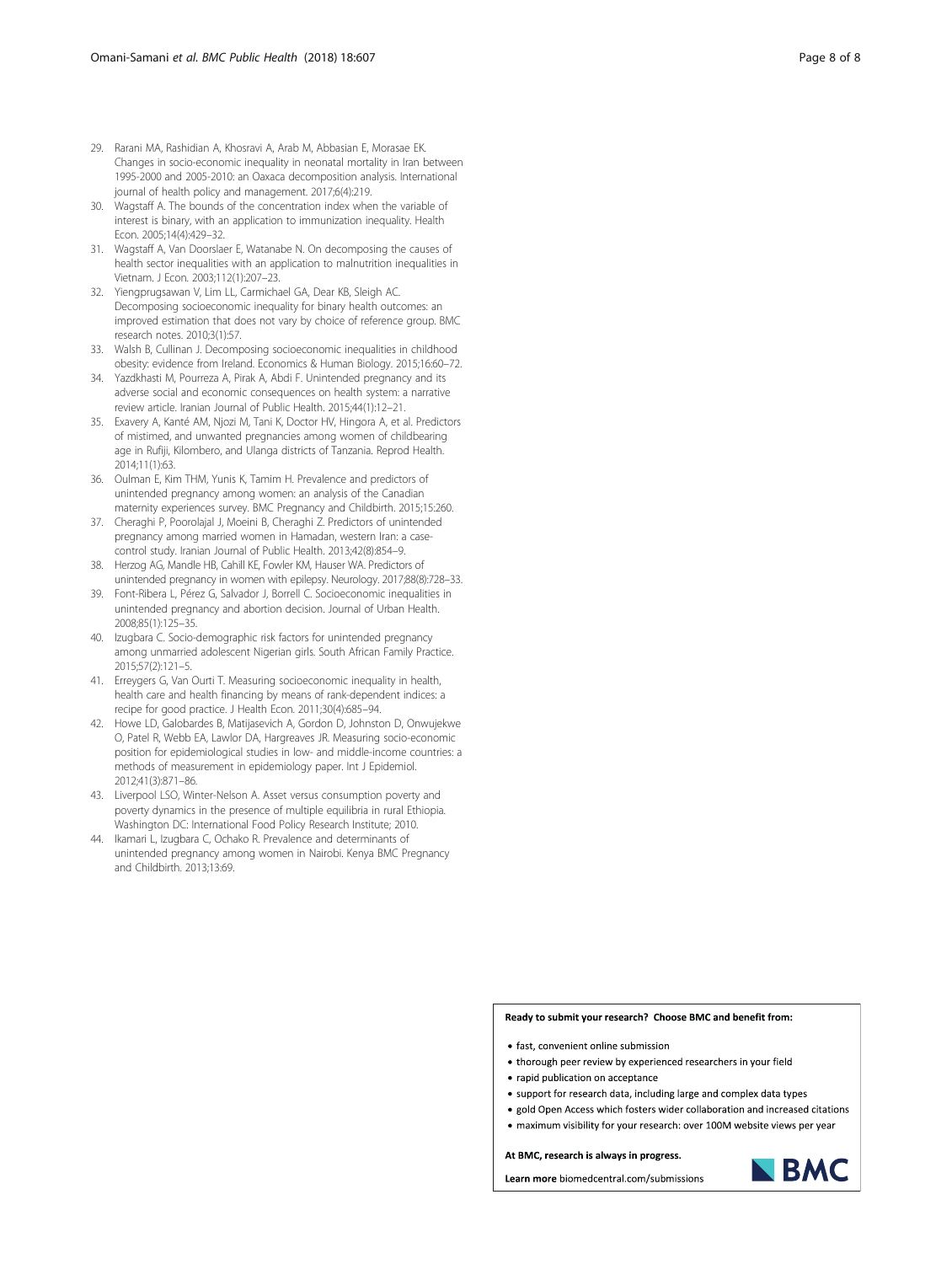29. Rarani MA, Rashidian A, Khosravi A, Arab M, Abbasian E, Morasae EK. Changes in socio-economic inequality in neonatal mortality in Iran between 1995-2000 and 2005-2010: an Oaxaca decomposition analysis. International journal of health policy and management. 2017;6(4):219.
30. Wagstaff A. The bounds of the concentration index when the variable of interest is binary, with an application to immunization inequality. Health Econ. 2005;14(4):429–32.
31. Wagstaff A, Van Doorslaer E, Watanabe N. On decomposing the causes of health sector inequalities with an application to malnutrition inequalities in Vietnam. J Econ. 2003;112(1):207–23.
32. Yiengprugsawan V, Lim LL, Carmichael GA, Dear KB, Sleigh AC. Decomposing socioeconomic inequality for binary health outcomes: an improved estimation that does not vary by choice of reference group. BMC research notes. 2010;3(1):57.
33. Walsh B, Cullinan J. Decomposing socioeconomic inequalities in childhood obesity: evidence from Ireland. Economics & Human Biology. 2015;16:60–72.
34. Yazdkhasti M, Pourreza A, Pirak A, Abdi F. Unintended pregnancy and its adverse social and economic consequences on health system: a narrative review article. Iranian Journal of Public Health. 2015;44(1):12–21.
35. Exavery A, Kanté AM, Njozi M, Tani K, Doctor HV, Hingora A, et al. Predictors of mistimed, and unwanted pregnancies among women of childbearing age in Rufiji, Kilombero, and Ulanga districts of Tanzania. Reprod Health. 2014;11(1):63.
36. Oulman E, Kim THM, Yunis K, Tamim H. Prevalence and predictors of unintended pregnancy among women: an analysis of the Canadian maternity experiences survey. BMC Pregnancy and Childbirth. 2015;15:260.
37. Cheraghi P, Poorolajal J, Moeini B, Cheraghi Z. Predictors of unintended pregnancy among married women in Hamadan, western Iran: a case-control study. Iranian Journal of Public Health. 2013;42(8):854–9.
38. Herzog AG, Mandle HB, Cahill KE, Fowler KM, Hauser WA. Predictors of unintended pregnancy in women with epilepsy. Neurology. 2017;88(8):728–33.
39. Font-Ribera L, Pérez G, Salvador J, Borrell C. Socioeconomic inequalities in unintended pregnancy and abortion decision. Journal of Urban Health. 2008;85(1):125–35.
40. Izugbara C. Socio-demographic risk factors for unintended pregnancy among unmarried adolescent Nigerian girls. South African Family Practice. 2015;57(2):121–5.
41. Erreygers G, Van Ourti T. Measuring socioeconomic inequality in health, health care and health financing by means of rank-dependent indices: a recipe for good practice. J Health Econ. 2011;30(4):685–94.
42. Howe LD, Galobardes B, Matijasevich A, Gordon D, Johnston D, Onwujekwe O, Patel R, Webb EA, Lawlor DA, Hargreaves JR. Measuring socio-economic position for epidemiological studies in low- and middle-income countries: a methods of measurement in epidemiology paper. Int J Epidemiol. 2012;41(3):871–86.
43. Liverpool LSO, Winter-Nelson A. Asset versus consumption poverty and poverty dynamics in the presence of multiple equilibria in rural Ethiopia. Washington DC: International Food Policy Research Institute; 2010.
44. Ikamari L, Izugbara C, Ochako R. Prevalence and determinants of unintended pregnancy among women in Nairobi. Kenya BMC Pregnancy and Childbirth. 2013;13:69.

**Ready to submit your research? Choose BMC and benefit from:**

- fast, convenient online submission
- thorough peer review by experienced researchers in your field
- rapid publication on acceptance
- support for research data, including large and complex data types
- gold Open Access which fosters wider collaboration and increased citations
- maximum visibility for your research: over 100M website views per year

**At BMC, research is always in progress.**

**Learn more** biomedcentral.com/submissions

BMC